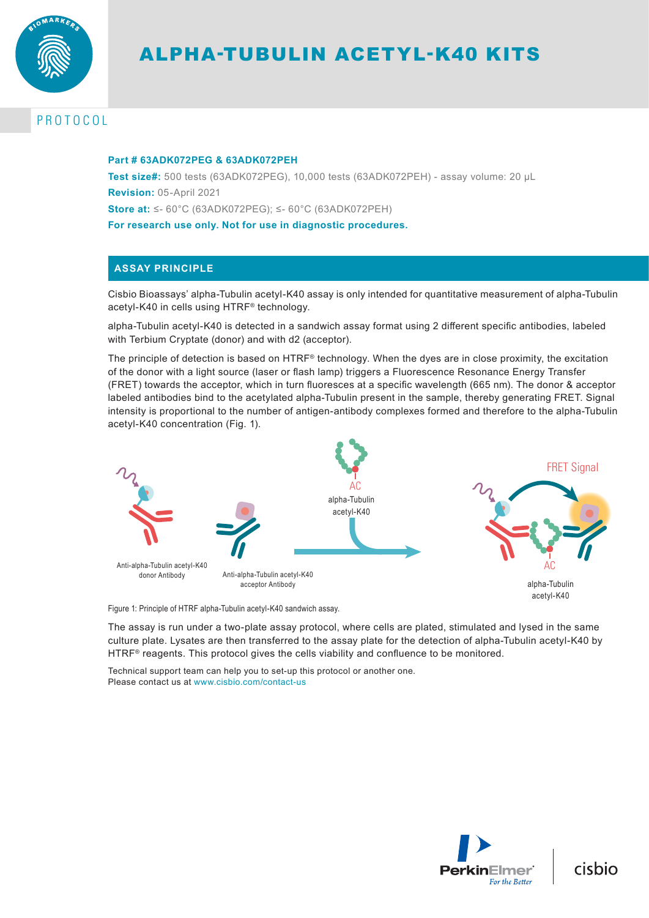# ALPHA-TUBULIN ACETYL-K40 KITS

PROTOCOL

**Part # 63ADK072PEG & 63ADK072PEH**

**Test size#:** 500 tests (63ADK072PEG), 10,000 tests (63ADK072PEH) - assay volume: 20 µL

**Revision:** 05-April 2021

**Store at:** ≤- 60°C (63ADK072PEG); ≤- 60°C (63ADK072PEH)

**For research use only. Not for use in diagnostic procedures.**

## ASSAY PRINCIPLE

Cisbio Bioassays' alpha-Tubulin acetyl-K40 assay is only intended for quantitative measurement of alpha-Tubulin acetyl-K40 in cells using HTRF® technology.

alpha-Tubulin acetyl-K40 is detected in a sandwich assay format using 2 different specific antibodies, labeled with Terbium Cryptate (donor) and with d2 (acceptor).

The principle of detection is based on HTRF® technology. When the dyes are in close proximity, the excitation of the donor with a light source (laser or flash lamp) triggers a Fluorescence Resonance Energy Transfer (FRET) towards the acceptor, which in turn fluoresces at a specific wavelength (665 nm). The donor & acceptor labeled antibodies bind to the acetylated alpha-Tubulin present in the sample, thereby generating FRET. Signal intensity is proportional to the number of antigen-antibody complexes formed and therefore to the alpha-Tubulin acetyl-K40 concentration (Fig. 1).

Anti-alpha-Tubulin acetyl-K40 donor Antibody

Anti-alpha-Tubulin acetyl-K40 acceptor Antibody

AC alpha-Tubulin acetyl-K40

FRET Signal

AC alpha-Tubulin acetyl-K40

Figure 1: Principle of HTRF alpha-Tubulin acetyl-K40 sandwich assay.

The assay is run under a two-plate assay protocol, where cells are plated, stimulated and lysed in the same culture plate. Lysates are then transferred to the assay plate for the detection of alpha-Tubulin acetyl-K40 by HTRF® reagents. This protocol gives the cells viability and confluence to be monitored.

Technical support team can help you to set-up this protocol or another one.
Please contact us at www.cisbio.com/contact-us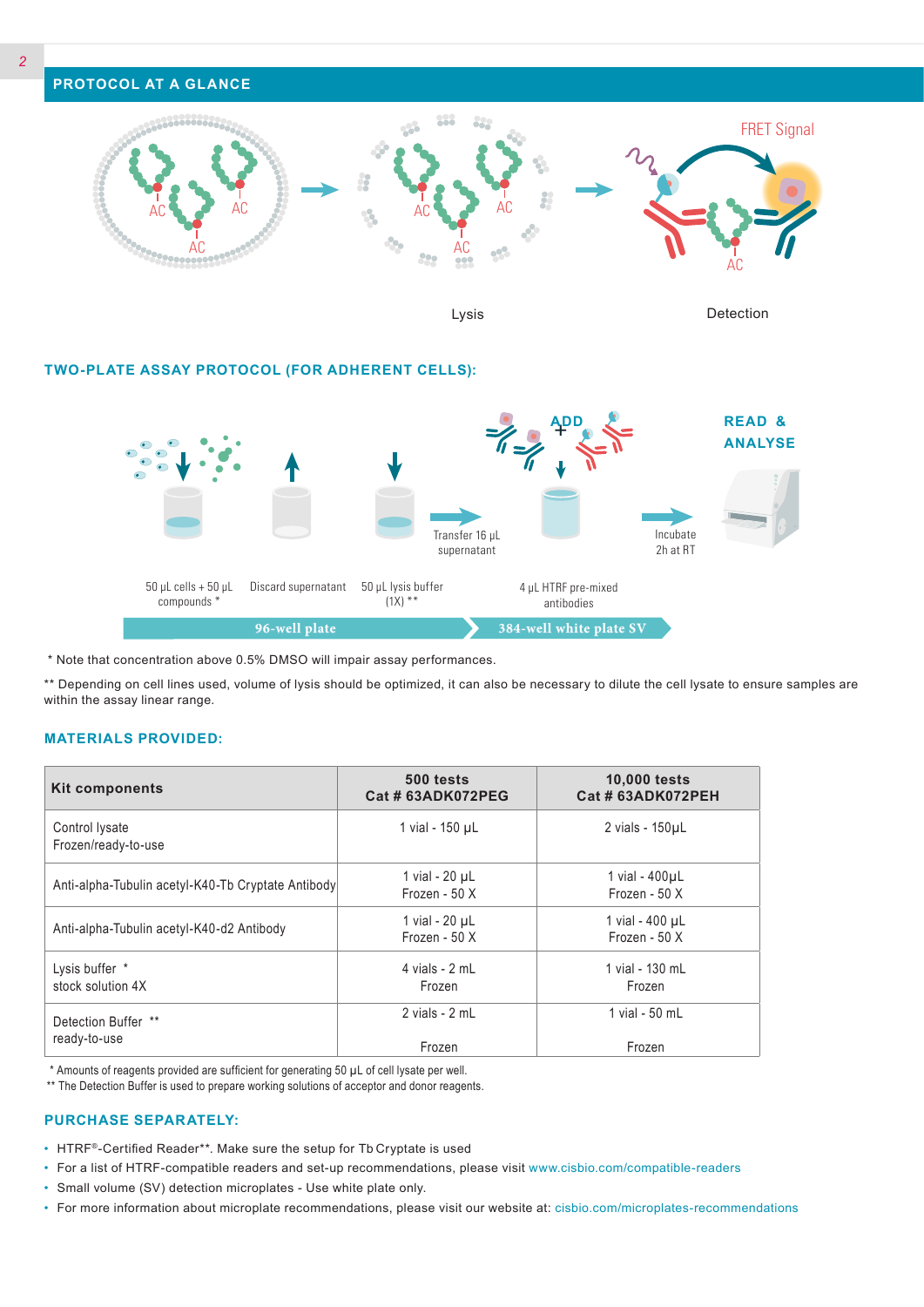## PROTOCOL AT A GLANCE

AC AC AC → AC AC AC → FRET Signal AC

Lysis Detection

### TWO-PLATE ASSAY PROTOCOL (FOR ADHERENT CELLS):

50 µL cells + 50 µL compounds * → Discard supernatant → 50 µL lysis buffer (1X) ** → Transfer 16 µL supernatant → ADD 4 µL HTRF pre-mixed antibodies → Incubate 2h at RT → READ & ANALYSE

96-well plate | 384-well white plate SV

* Note that concentration above 0.5% DMSO will impair assay performances.

** Depending on cell lines used, volume of lysis should be optimized, it can also be necessary to dilute the cell lysate to ensure samples are within the assay linear range.

### MATERIALS PROVIDED:

| Kit components | 500 tests<br>Cat # 63ADK072PEG | 10,000 tests<br>Cat # 63ADK072PEH |
|---|---|---|
| Control lysate<br>Frozen/ready-to-use | 1 vial - 150 µL | 2 vials - 150µL |
| Anti-alpha-Tubulin acetyl-K40-Tb Cryptate Antibody | 1 vial - 20 µL<br>Frozen - 50 X | 1 vial - 400µL<br>Frozen - 50 X |
| Anti-alpha-Tubulin acetyl-K40-d2 Antibody | 1 vial - 20 µL<br>Frozen - 50 X | 1 vial - 400 µL<br>Frozen - 50 X |
| Lysis buffer *<br>stock solution 4X | 4 vials - 2 mL<br>Frozen | 1 vial - 130 mL<br>Frozen |
| Detection Buffer **<br>ready-to-use | 2 vials - 2 mL<br>Frozen | 1 vial - 50 mL<br>Frozen |

* Amounts of reagents provided are sufficient for generating 50 µL of cell lysate per well.
** The Detection Buffer is used to prepare working solutions of acceptor and donor reagents.

### PURCHASE SEPARATELY:

- HTRF®-Certified Reader**. Make sure the setup for Tb Cryptate is used
- For a list of HTRF-compatible readers and set-up recommendations, please visit www.cisbio.com/compatible-readers
- Small volume (SV) detection microplates - Use white plate only.
- For more information about microplate recommendations, please visit our website at: cisbio.com/microplates-recommendations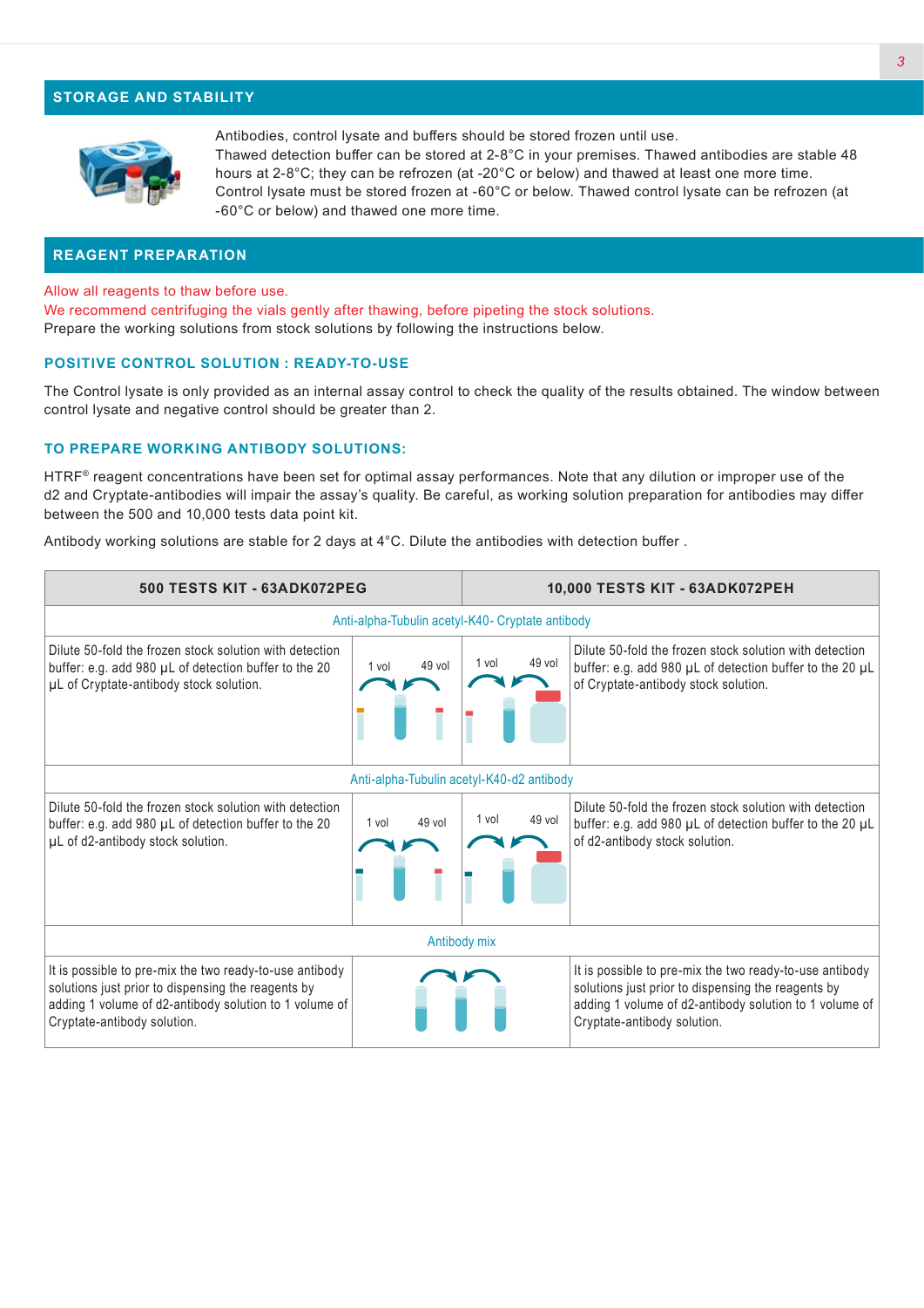## STORAGE AND STABILITY

Antibodies, control lysate and buffers should be stored frozen until use.
Thawed detection buffer can be stored at 2-8°C in your premises. Thawed antibodies are stable 48 hours at 2-8°C; they can be refrozen (at -20°C or below) and thawed at least one more time.
Control lysate must be stored frozen at -60°C or below. Thawed control lysate can be refrozen (at -60°C or below) and thawed one more time.

## REAGENT PREPARATION

Allow all reagents to thaw before use.
We recommend centrifuging the vials gently after thawing, before pipeting the stock solutions.
Prepare the working solutions from stock solutions by following the instructions below.

### POSITIVE CONTROL SOLUTION : READY-TO-USE

The Control lysate is only provided as an internal assay control to check the quality of the results obtained. The window between control lysate and negative control should be greater than 2.

### TO PREPARE WORKING ANTIBODY SOLUTIONS:

HTRF® reagent concentrations have been set for optimal assay performances. Note that any dilution or improper use of the d2 and Cryptate-antibodies will impair the assay's quality. Be careful, as working solution preparation for antibodies may differ between the 500 and 10,000 tests data point kit.

Antibody working solutions are stable for 2 days at 4°C. Dilute the antibodies with detection buffer .

| 500 TESTS KIT - 63ADK072PEG | | 10,000 TESTS KIT - 63ADK072PEH | |
|---|---|---|---|
| **Anti-alpha-Tubulin acetyl-K40- Cryptate antibody** | | | |
| Dilute 50-fold the frozen stock solution with detection buffer: e.g. add 980 µL of detection buffer to the 20 µL of Cryptate-antibody stock solution. | 1 vol 49 vol | 1 vol 49 vol | Dilute 50-fold the frozen stock solution with detection buffer: e.g. add 980 µL of detection buffer to the 20 µL of Cryptate-antibody stock solution. |
| **Anti-alpha-Tubulin acetyl-K40-d2 antibody** | | | |
| Dilute 50-fold the frozen stock solution with detection buffer: e.g. add 980 µL of detection buffer to the 20 µL of d2-antibody stock solution. | 1 vol 49 vol | 1 vol 49 vol | Dilute 50-fold the frozen stock solution with detection buffer: e.g. add 980 µL of detection buffer to the 20 µL of d2-antibody stock solution. |
| **Antibody mix** | | | |
| It is possible to pre-mix the two ready-to-use antibody solutions just prior to dispensing the reagents by adding 1 volume of d2-antibody solution to 1 volume of Cryptate-antibody solution. | | | It is possible to pre-mix the two ready-to-use antibody solutions just prior to dispensing the reagents by adding 1 volume of d2-antibody solution to 1 volume of Cryptate-antibody solution. |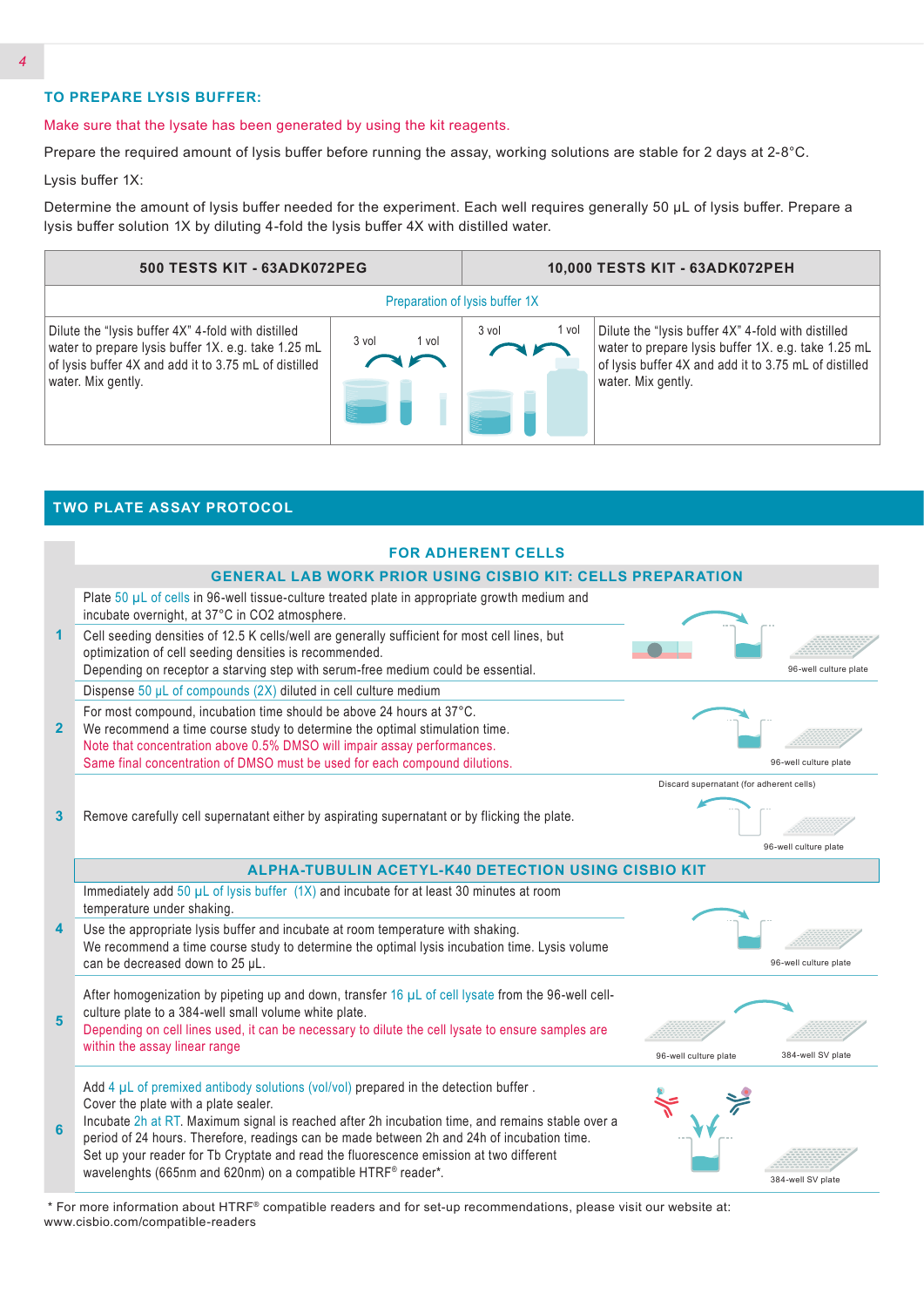## TO PREPARE LYSIS BUFFER:

Make sure that the lysate has been generated by using the kit reagents.

Prepare the required amount of lysis buffer before running the assay, working solutions are stable for 2 days at 2-8°C.

Lysis buffer 1X:

Determine the amount of lysis buffer needed for the experiment. Each well requires generally 50 µL of lysis buffer. Prepare a lysis buffer solution 1X by diluting 4-fold the lysis buffer 4X with distilled water.

| 500 TESTS KIT - 63ADK072PEG | | 10,000 TESTS KIT - 63ADK072PEH | |
|---|---|---|---|
| Preparation of lysis buffer 1X | | | |
| Dilute the "lysis buffer 4X" 4-fold with distilled water to prepare lysis buffer 1X. e.g. take 1.25 mL of lysis buffer 4X and add it to 3.75 mL of distilled water. Mix gently. | 3 vol / 1 vol | 3 vol / 1 vol | Dilute the "lysis buffer 4X" 4-fold with distilled water to prepare lysis buffer 1X. e.g. take 1.25 mL of lysis buffer 4X and add it to 3.75 mL of distilled water. Mix gently. |

## TWO PLATE ASSAY PROTOCOL

### FOR ADHERENT CELLS

#### GENERAL LAB WORK PRIOR USING CISBIO KIT: CELLS PREPARATION

**1**

Plate 50 µL of cells in 96-well tissue-culture treated plate in appropriate growth medium and incubate overnight, at 37°C in $CO_2$ atmosphere.

Cell seeding densities of 12.5 K cells/well are generally sufficient for most cell lines, but optimization of cell seeding densities is recommended.
Depending on receptor a starving step with serum-free medium could be essential.

96-well culture plate

**2**

Dispense 50 µL of compounds (2X) diluted in cell culture medium

For most compound, incubation time should be above 24 hours at 37°C.
We recommend a time course study to determine the optimal stimulation time.
Note that concentration above 0.5% DMSO will impair assay performances.
Same final concentration of DMSO must be used for each compound dilutions.

96-well culture plate

**3**

Remove carefully cell supernatant either by aspirating supernatant or by flicking the plate.

Discard supernatant (for adherent cells)

96-well culture plate

#### ALPHA-TUBULIN ACETYL-K40 DETECTION USING CISBIO KIT

**4**

Immediately add 50 µL of lysis buffer (1X) and incubate for at least 30 minutes at room temperature under shaking.

Use the appropriate lysis buffer and incubate at room temperature with shaking.
We recommend a time course study to determine the optimal lysis incubation time. Lysis volume can be decreased down to 25 µL.

96-well culture plate

**5**

After homogenization by pipeting up and down, transfer 16 µL of cell lysate from the 96-well cell-culture plate to a 384-well small volume white plate.
Depending on cell lines used, it can be necessary to dilute the cell lysate to ensure samples are within the assay linear range

96-well culture plate → 384-well SV plate

**6**

Add 4 µL of premixed antibody solutions (vol/vol) prepared in the detection buffer .
Cover the plate with a plate sealer.
Incubate 2h at RT. Maximum signal is reached after 2h incubation time, and remains stable over a period of 24 hours. Therefore, readings can be made between 2h and 24h of incubation time.
Set up your reader for Tb Cryptate and read the fluorescence emission at two different wavelenghts (665nm and 620nm) on a compatible HTRF® reader*.

384-well SV plate

\* For more information about HTRF® compatible readers and for set-up recommendations, please visit our website at: www.cisbio.com/compatible-readers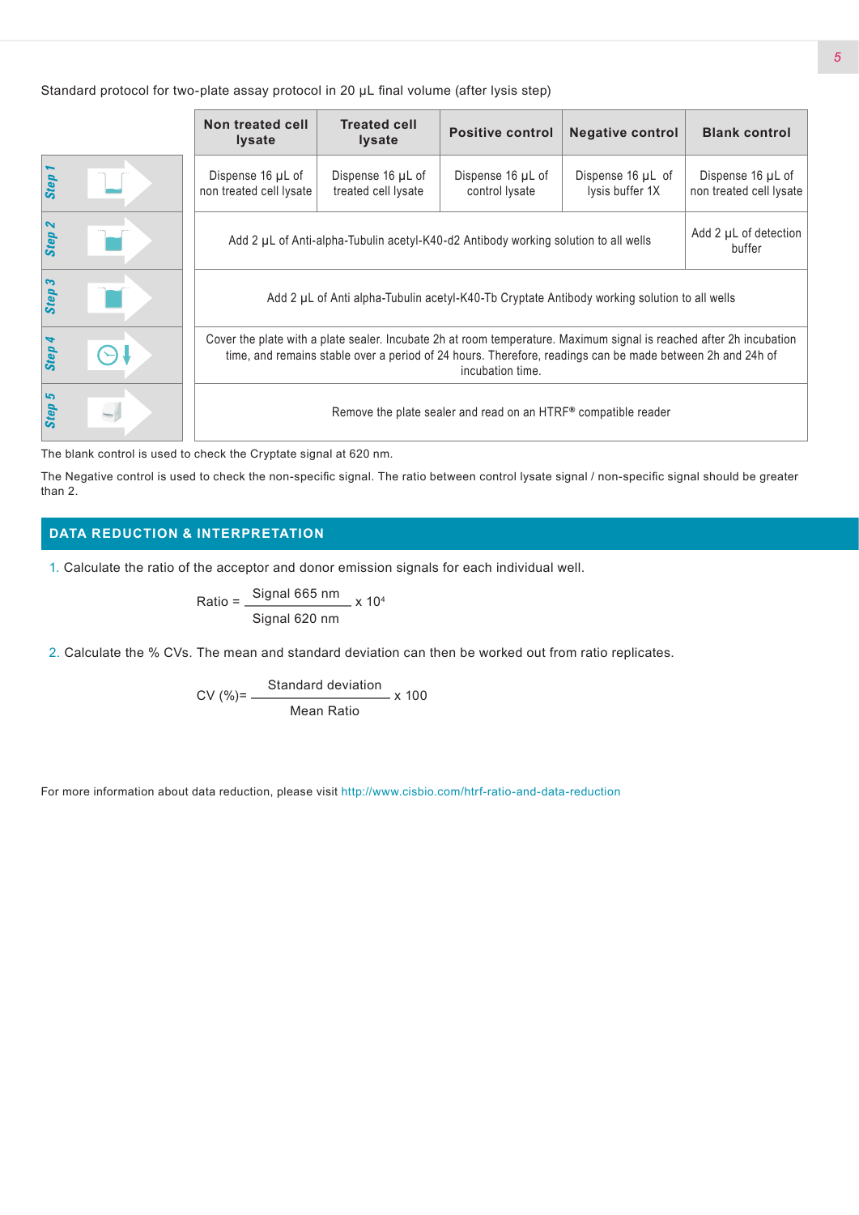Standard protocol for two-plate assay protocol in 20 µL final volume (after lysis step)

| | Non treated cell lysate | Treated cell lysate | Positive control | Negative control | Blank control |
|---|---|---|---|---|---|
| Step 1 | Dispense 16 µL of non treated cell lysate | Dispense 16 µL of treated cell lysate | Dispense 16 µL of control lysate | Dispense 16 µL of lysis buffer 1X | Dispense 16 µL of non treated cell lysate |
| Step 2 | Add 2 µL of Anti-alpha-Tubulin acetyl-K40-d2 Antibody working solution to all wells | | | | Add 2 µL of detection buffer |
| Step 3 | Add 2 µL of Anti alpha-Tubulin acetyl-K40-Tb Cryptate Antibody working solution to all wells | | | | |
| Step 4 | Cover the plate with a plate sealer. Incubate 2h at room temperature. Maximum signal is reached after 2h incubation time, and remains stable over a period of 24 hours. Therefore, readings can be made between 2h and 24h of incubation time. | | | | |
| Step 5 | Remove the plate sealer and read on an HTRF® compatible reader | | | | |

The blank control is used to check the Cryptate signal at 620 nm.

The Negative control is used to check the non-specific signal. The ratio between control lysate signal / non-specific signal should be greater than 2.

## DATA REDUCTION & INTERPRETATION

1. Calculate the ratio of the acceptor and donor emission signals for each individual well.

$$\text{Ratio} = \frac{\text{Signal 665 nm}}{\text{Signal 620 nm}} \times 10^4$$

2. Calculate the % CVs. The mean and standard deviation can then be worked out from ratio replicates.

$$\text{CV (\%)} = \frac{\text{Standard deviation}}{\text{Mean Ratio}} \times 100$$

For more information about data reduction, please visit http://www.cisbio.com/htrf-ratio-and-data-reduction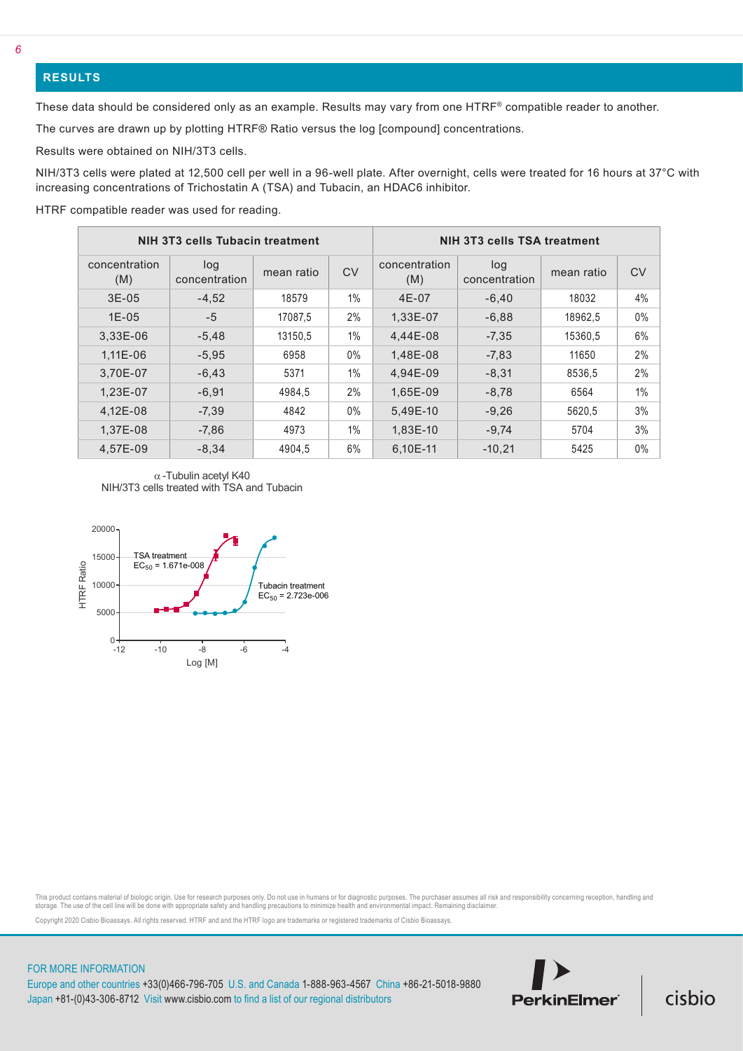## RESULTS

These data should be considered only as an example. Results may vary from one HTRF® compatible reader to another.

The curves are drawn up by plotting HTRF® Ratio versus the log [compound] concentrations.

Results were obtained on NIH/3T3 cells.

NIH/3T3 cells were plated at 12,500 cell per well in a 96-well plate. After overnight, cells were treated for 16 hours at 37°C with increasing concentrations of Trichostatin A (TSA) and Tubacin, an HDAC6 inhibitor.

HTRF compatible reader was used for reading.

| NIH 3T3 cells Tubacin treatment | | | | NIH 3T3 cells TSA treatment | | | |
|---|---|---|---|---|---|---|---|
| concentration (M) | log concentration | mean ratio | CV | concentration (M) | log concentration | mean ratio | CV |
| 3E-05 | -4,52 | 18579 | 1% | 4E-07 | -6,40 | 18032 | 4% |
| 1E-05 | -5 | 17087,5 | 2% | 1,33E-07 | -6,88 | 18962,5 | 0% |
| 3,33E-06 | -5,48 | 13150,5 | 1% | 4,44E-08 | -7,35 | 15360,5 | 6% |
| 1,11E-06 | -5,95 | 6958 | 0% | 1,48E-08 | -7,83 | 11650 | 2% |
| 3,70E-07 | -6,43 | 5371 | 1% | 4,94E-09 | -8,31 | 8536,5 | 2% |
| 1,23E-07 | -6,91 | 4984,5 | 2% | 1,65E-09 | -8,78 | 6564 | 1% |
| 4,12E-08 | -7,39 | 4842 | 0% | 5,49E-10 | -9,26 | 5620,5 | 3% |
| 1,37E-08 | -7,86 | 4973 | 1% | 1,83E-10 | -9,74 | 5704 | 3% |
| 4,57E-09 | -8,34 | 4904,5 | 6% | 6,10E-11 | -10,21 | 5425 | 0% |

$\alpha$-Tubulin acetyl K40
NIH/3T3 cells treated with TSA and Tubacin

TSA treatment
$EC_{50}$ = 1.671e-008

Tubacin treatment
$EC_{50}$ = 2.723e-006

HTRF Ratio
0
5000
10000
15000
20000

Log [M]
-12
-10
-8
-6
-4

This product contains material of biologic origin. Use for research purposes only. Do not use in humans or for diagnostic purposes. The purchaser assumes all risk and responsibility concerning reception, handling and storage. The use of the cell line will be done with appropriate safety and handling precautions to minimize health and environmental impact. Remaining disclaimer.

Copyright 2020 Cisbio Bioassays. All rights reserved. HTRF and and the HTRF logo are trademarks or registered trademarks of Cisbio Bioassays.

FOR MORE INFORMATION
Europe and other countries +33(0)466-796-705 U.S. and Canada 1-888-963-4567 China +86-21-5018-9880
Japan +81-(0)43-306-8712 Visit www.cisbio.com to find a list of our regional distributors

PerkinElmer
cisbio